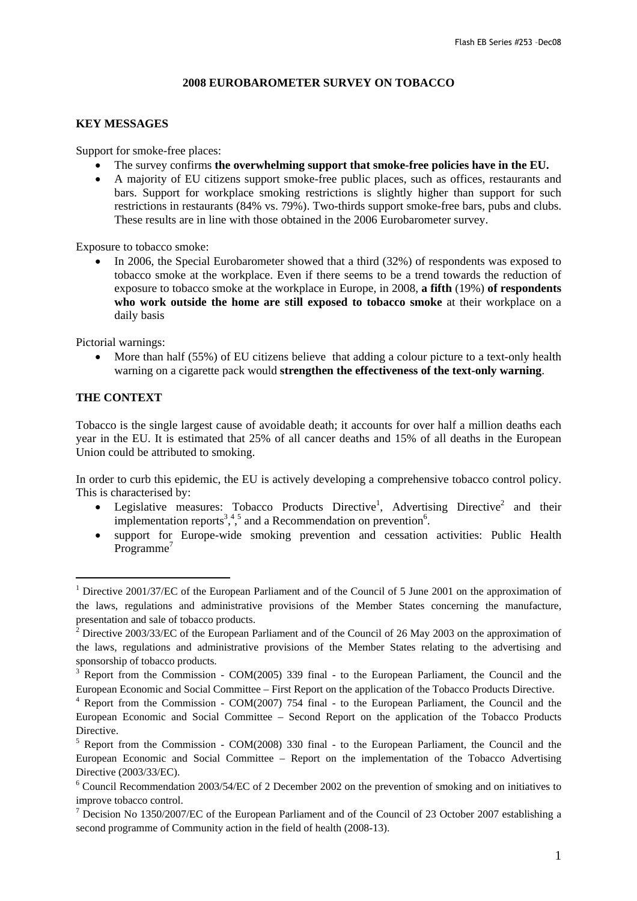# 2008 EUROBAROMETER SURVEY ON TOBACCO

## KEY MESSAGES

Support for smoke-free places:

- The survey confirms **the overwhelming support that smoke-free policies have in the EU.**
- A majority of EU citizens support smoke-free public places, such as offices, restaurants and bars. Support for workplace smoking restrictions is slightly higher than support for such restrictions in restaurants (84% vs. 79%). Two-thirds support smoke-free bars, pubs and clubs. These results are in line with those obtained in the 2006 Eurobarometer survey.

Exposure to tobacco smoke:

- In 2006, the Special Eurobarometer showed that a third (32%) of respondents was exposed to tobacco smoke at the workplace. Even if there seems to be a trend towards the reduction of exposure to tobacco smoke at the workplace in Europe, in 2008, **a fifth** (19%) **of respondents who work outside the home are still exposed to tobacco smoke** at their workplace on a daily basis

Pictorial warnings:

- More than half (55%) of EU citizens believe that adding a colour picture to a text-only health warning on a cigarette pack would **strengthen the effectiveness of the text-only warning**.

## THE CONTEXT

Tobacco is the single largest cause of avoidable death; it accounts for over half a million deaths each year in the EU. It is estimated that 25% of all cancer deaths and 15% of all deaths in the European Union could be attributed to smoking.

In order to curb this epidemic, the EU is actively developing a comprehensive tobacco control policy. This is characterised by:

- Legislative measures: Tobacco Products Directive[1], Advertising Directive[2] and their implementation reports[3],[4],[5] and a Recommendation on prevention[6].
- support for Europe-wide smoking prevention and cessation activities: Public Health Programme[7]

---

[1] Directive 2001/37/EC of the European Parliament and of the Council of 5 June 2001 on the approximation of the laws, regulations and administrative provisions of the Member States concerning the manufacture, presentation and sale of tobacco products.

[2] Directive 2003/33/EC of the European Parliament and of the Council of 26 May 2003 on the approximation of the laws, regulations and administrative provisions of the Member States relating to the advertising and sponsorship of tobacco products.

[3] Report from the Commission - COM(2005) 339 final - to the European Parliament, the Council and the European Economic and Social Committee – First Report on the application of the Tobacco Products Directive.

[4] Report from the Commission - COM(2007) 754 final - to the European Parliament, the Council and the European Economic and Social Committee – Second Report on the application of the Tobacco Products Directive.

[5] Report from the Commission - COM(2008) 330 final - to the European Parliament, the Council and the European Economic and Social Committee – Report on the implementation of the Tobacco Advertising Directive (2003/33/EC).

[6] Council Recommendation 2003/54/EC of 2 December 2002 on the prevention of smoking and on initiatives to improve tobacco control.

[7] Decision No 1350/2007/EC of the European Parliament and of the Council of 23 October 2007 establishing a second programme of Community action in the field of health (2008-13).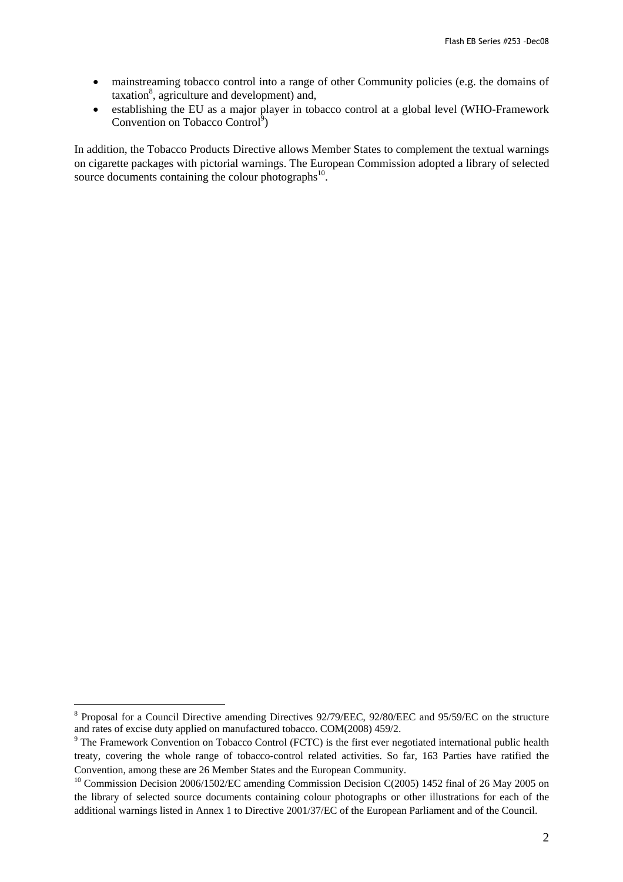- mainstreaming tobacco control into a range of other Community policies (e.g. the domains of taxation[8], agriculture and development) and,
- establishing the EU as a major player in tobacco control at a global level (WHO-Framework Convention on Tobacco Control[9])

In addition, the Tobacco Products Directive allows Member States to complement the textual warnings on cigarette packages with pictorial warnings. The European Commission adopted a library of selected source documents containing the colour photographs[10].

---

[8] Proposal for a Council Directive amending Directives 92/79/EEC, 92/80/EEC and 95/59/EC on the structure and rates of excise duty applied on manufactured tobacco. COM(2008) 459/2.

[9] The Framework Convention on Tobacco Control (FCTC) is the first ever negotiated international public health treaty, covering the whole range of tobacco-control related activities. So far, 163 Parties have ratified the Convention, among these are 26 Member States and the European Community.

[10] Commission Decision 2006/1502/EC amending Commission Decision C(2005) 1452 final of 26 May 2005 on the library of selected source documents containing colour photographs or other illustrations for each of the additional warnings listed in Annex 1 to Directive 2001/37/EC of the European Parliament and of the Council.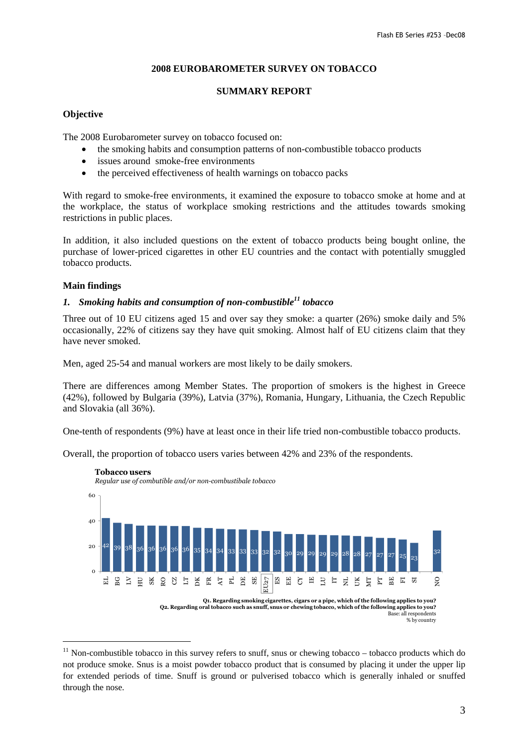## 2008 EUROBAROMETER SURVEY ON TOBACCO

## SUMMARY REPORT

### Objective

The 2008 Eurobarometer survey on tobacco focused on:

- the smoking habits and consumption patterns of non-combustible tobacco products
- issues around smoke-free environments
- the perceived effectiveness of health warnings on tobacco packs

With regard to smoke-free environments, it examined the exposure to tobacco smoke at home and at the workplace, the status of workplace smoking restrictions and the attitudes towards smoking restrictions in public places.

In addition, it also included questions on the extent of tobacco products being bought online, the purchase of lower-priced cigarettes in other EU countries and the contact with potentially smuggled tobacco products.

### Main findings

#### *1. Smoking habits and consumption of non-combustible[11] tobacco*

Three out of 10 EU citizens aged 15 and over say they smoke: a quarter (26%) smoke daily and 5% occasionally, 22% of citizens say they have quit smoking. Almost half of EU citizens claim that they have never smoked.

Men, aged 25-54 and manual workers are most likely to be daily smokers.

There are differences among Member States. The proportion of smokers is the highest in Greece (42%), followed by Bulgaria (39%), Latvia (37%), Romania, Hungary, Lithuania, the Czech Republic and Slovakia (all 36%).

One-tenth of respondents (9%) have at least once in their life tried non-combustible tobacco products.

Overall, the proportion of tobacco users varies between 42% and 23% of the respondents.

**Tobacco users**

*Regular use of combutible and/or non-combustibale tobacco*

| Country | EL | BG | LV | HU | SK | RO | CZ | LT | DK | FR | AT | PL | DE | SE | EU27 | ES | EE | CY | IE | LU | IT | NL | UK | MT | PT | BE | FI | SI | NO |
|---|---|---|---|---|---|---|---|---|---|---|---|---|---|---|---|---|---|---|---|---|---|---|---|---|---|---|---|---|---|
| % | 42 | 39 | 38 | 36 | 36 | 36 | 36 | 36 | 35 | 34 | 34 | 33 | 33 | 33 | 32 | 32 | 30 | 29 | 29 | 29 | 29 | 28 | 28 | 27 | 27 | 27 | 25 | 23 | 32 |

**Q1. Regarding smoking cigarettes, cigars or a pipe, which of the following applies to you?**
**Q2. Regarding oral tobacco such as snuff, snus or chewing tobacco, which of the following applies to you?**
Base: all respondents
% by country

---

[11] Non-combustible tobacco in this survey refers to snuff, snus or chewing tobacco – tobacco products which do not produce smoke. Snus is a moist powder tobacco product that is consumed by placing it under the upper lip for extended periods of time. Snuff is ground or pulverised tobacco which is generally inhaled or snuffed through the nose.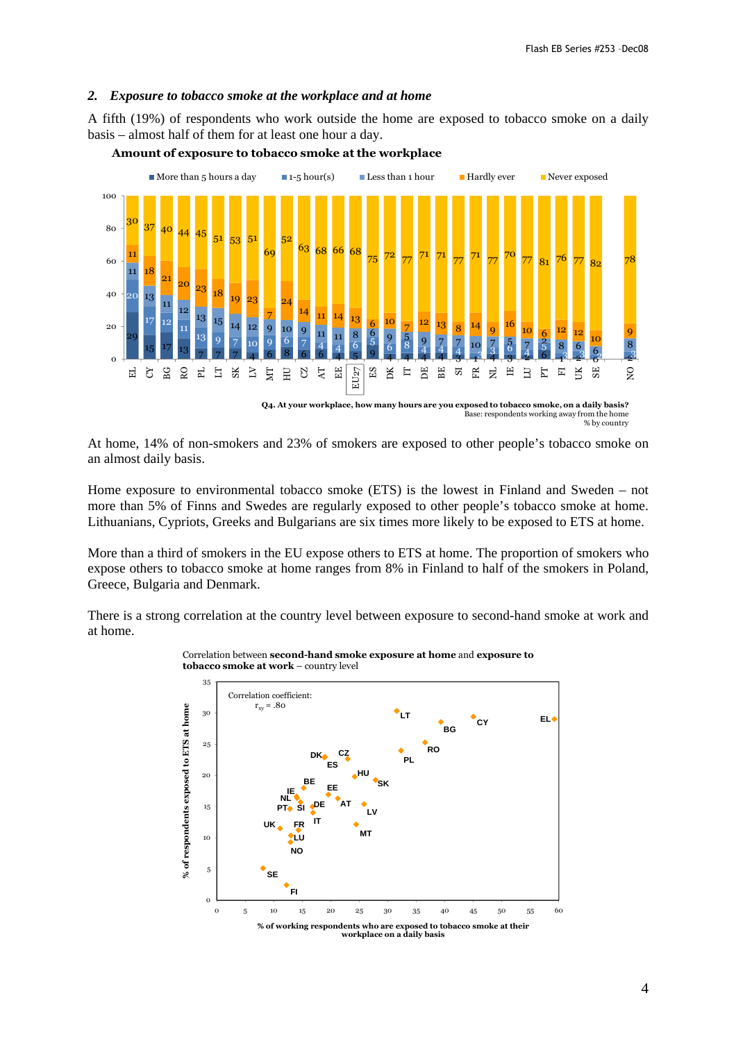## 2. *Exposure to tobacco smoke at the workplace and at home*

A fifth (19%) of respondents who work outside the home are exposed to tobacco smoke on a daily basis – almost half of them for at least one hour a day.

**Amount of exposure to tobacco smoke at the workplace**

| | EL | CY | BG | RO | PL | LT | SK | LV | MT | HU | CZ | AT | EE | EU27 | ES | DK | IT | DE | BE | SI | FR | NL | IE | LU | PT | FI | UK | SE | NO |
|---|---|---|---|---|---|---|---|---|---|---|---|---|---|---|---|---|---|---|---|---|---|---|---|---|---|---|---|---|---|
| More than 5 hours a day | 29 | 15 | 17 | 13 | 7 | 7 | 7 | 4 | 6 | 8 | 6 | 6 | 4 | 5 | 9 | 4 | 4 | 4 | 4 | 3 | 1 | 3 | 3 | 4 | 6 | 1 | 2 | 0 | 2 |
| 1-5 hour(s) | 20 | 17 | 12 | 11 | 13 | 9 | 7 | 10 | 9 | 6 | 7 | 4 | 4 | 6 | 5 | 6 | 8 | 4 | 4 | 4 | 3 | 3 | 6 | 4 | 2 | 3 | 3 | 2 | 3 |
| Less than 1 hour | 11 | 13 | 11 | 12 | 13 | 15 | 14 | 12 | 9 | 10 | 9 | 11 | 11 | 8 | 6 | 9 | 5 | 9 | 7 | 7 | 10 | 7 | 5 | 7 | 6 | 8 | 6 | 6 | 8 |
| Hardly ever | 11 | 18 | 21 | 20 | 23 | 18 | 19 | 23 | 7 | 24 | 14 | 11 | 14 | 13 | 6 | 10 | 7 | 12 | 13 | 8 | 14 | 9 | 16 | 10 | 6 | 12 | 12 | 10 | 9 |
| Never exposed | 30 | 37 | 40 | 44 | 45 | 51 | 53 | 51 | 69 | 52 | 63 | 68 | 66 | 68 | 75 | 72 | 77 | 71 | 71 | 77 | 71 | 77 | 70 | 77 | 81 | 76 | 77 | 82 | 78 |

**Q4. At your workplace, how many hours are you exposed to tobacco smoke, on a daily basis?**
Base: respondents working away from the home
% by country

At home, 14% of non-smokers and 23% of smokers are exposed to other people's tobacco smoke on an almost daily basis.

Home exposure to environmental tobacco smoke (ETS) is the lowest in Finland and Sweden – not more than 5% of Finns and Swedes are regularly exposed to other people's tobacco smoke at home. Lithuanians, Cypriots, Greeks and Bulgarians are six times more likely to be exposed to ETS at home.

More than a third of smokers in the EU expose others to ETS at home. The proportion of smokers who expose others to tobacco smoke at home ranges from 8% in Finland to half of the smokers in Poland, Greece, Bulgaria and Denmark.

There is a strong correlation at the country level between exposure to second-hand smoke at work and at home.

Correlation between **second-hand smoke exposure at home** and **exposure to tobacco smoke at work** – country level

Correlation coefficient: $r_{xy} = .80$

Y-axis: % of respondents exposed to ETS at home (0–35)
X-axis: % of working respondents who are exposed to tobacco smoke at their workplace on a daily basis (0–60)

Countries plotted: LT, BG, CY, EL, RO, PL, DK, CZ, ES, HU, SK, BE, EE, IE, NL, PT, SI, DE, AT, LV, IT, UK, FR, LU, NO, MT, SE, FI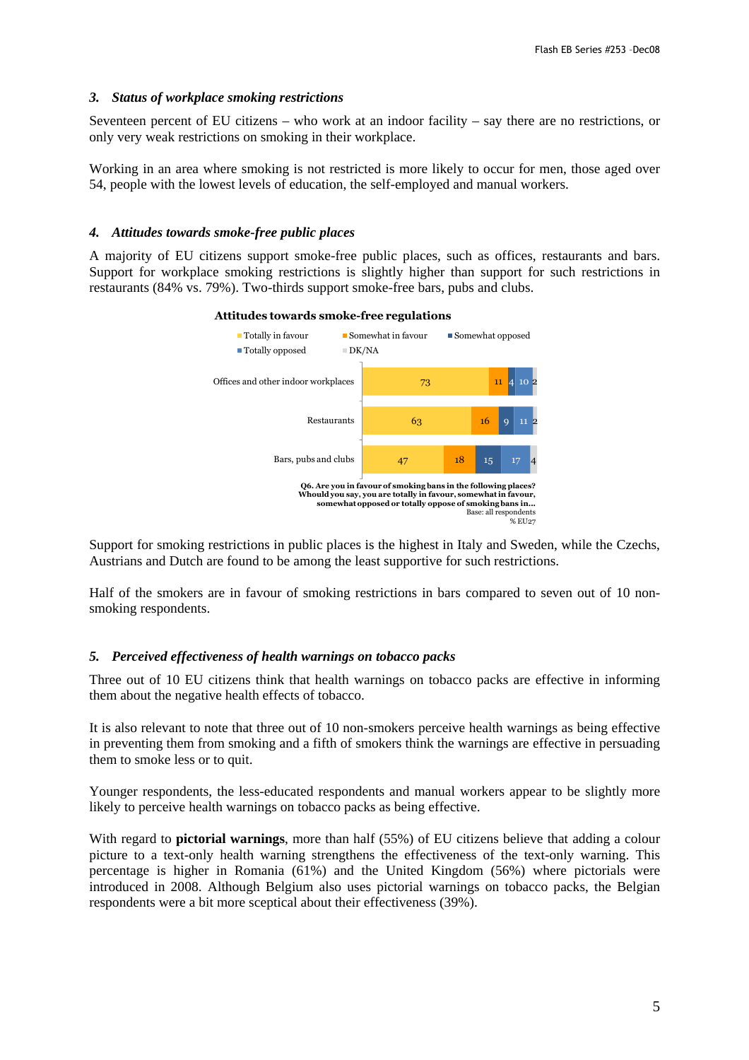### 3. *Status of workplace smoking restrictions*

Seventeen percent of EU citizens – who work at an indoor facility – say there are no restrictions, or only very weak restrictions on smoking in their workplace.

Working in an area where smoking is not restricted is more likely to occur for men, those aged over 54, people with the lowest levels of education, the self-employed and manual workers.

### 4. *Attitudes towards smoke-free public places*

A majority of EU citizens support smoke-free public places, such as offices, restaurants and bars. Support for workplace smoking restrictions is slightly higher than support for such restrictions in restaurants (84% vs. 79%). Two-thirds support smoke-free bars, pubs and clubs.

**Attitudes towards smoke-free regulations**

| | Totally in favour | Somewhat in favour | Somewhat opposed | Totally opposed | DK/NA |
|---|---|---|---|---|---|
| Offices and other indoor workplaces | 73 | 11 | 4 | 10 | 2 |
| Restaurants | 63 | 16 | 9 | 11 | 2 |
| Bars, pubs and clubs | 47 | 18 | 15 | 17 | 4 |

**Q6. Are you in favour of smoking bans in the following places? Whould you say, you are totally in favour, somewhat in favour, somewhat opposed or totally oppose of smoking bans in…**
Base: all respondents
% EU27

Support for smoking restrictions in public places is the highest in Italy and Sweden, while the Czechs, Austrians and Dutch are found to be among the least supportive for such restrictions.

Half of the smokers are in favour of smoking restrictions in bars compared to seven out of 10 non-smoking respondents.

### 5. *Perceived effectiveness of health warnings on tobacco packs*

Three out of 10 EU citizens think that health warnings on tobacco packs are effective in informing them about the negative health effects of tobacco.

It is also relevant to note that three out of 10 non-smokers perceive health warnings as being effective in preventing them from smoking and a fifth of smokers think the warnings are effective in persuading them to smoke less or to quit.

Younger respondents, the less-educated respondents and manual workers appear to be slightly more likely to perceive health warnings on tobacco packs as being effective.

With regard to **pictorial warnings**, more than half (55%) of EU citizens believe that adding a colour picture to a text-only health warning strengthens the effectiveness of the text-only warning. This percentage is higher in Romania (61%) and the United Kingdom (56%) where pictorials were introduced in 2008. Although Belgium also uses pictorial warnings on tobacco packs, the Belgian respondents were a bit more sceptical about their effectiveness (39%).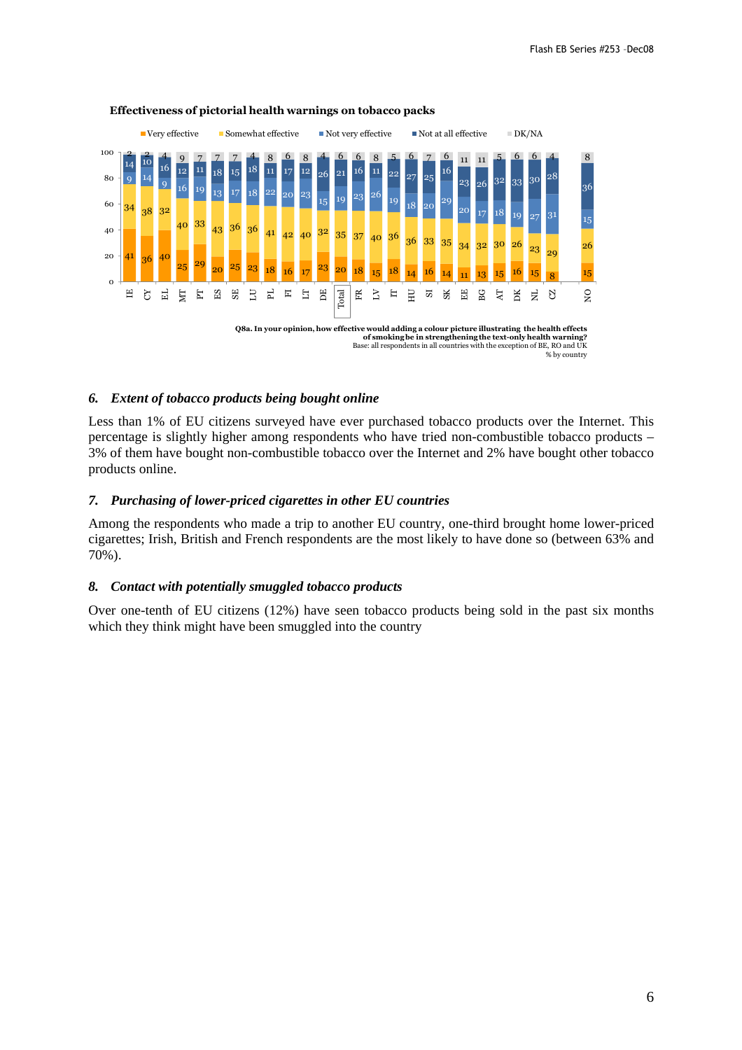**Effectiveness of pictorial health warnings on tobacco packs**

| | Very effective | Somewhat effective | Not very effective | Not at all effective | DK/NA |
|---|---|---|---|---|---|
| IE | 41 | 34 | 9 | 14 | 2 |
| CY | 36 | 38 | 14 | 10 | 2 |
| EL | 40 | 32 | 9 | 16 | 4 |
| MT | 25 | 40 | 16 | 12 | 9 |
| PT | 29 | 33 | 19 | 11 | 7 |
| ES | 20 | 43 | 13 | 18 | 7 |
| SE | 25 | 36 | 17 | 15 | 7 |
| LU | 23 | 36 | 18 | 18 | 4 |
| PL | 18 | 41 | 22 | 11 | 8 |
| FI | 16 | 42 | 20 | 17 | 6 |
| LT | 17 | 40 | 23 | 12 | 8 |
| DE | 23 | 32 | 15 | 26 | 4 |
| Total | 20 | 35 | 19 | 21 | 6 |
| FR | 18 | 37 | 23 | 16 | 6 |
| LV | 15 | 40 | 26 | 11 | 8 |
| IT | 18 | 36 | 19 | 22 | 5 |
| HU | 14 | 36 | 18 | 27 | 6 |
| SI | 16 | 33 | 20 | 25 | 7 |
| SK | 14 | 35 | 29 | 16 | 6 |
| EE | 11 | 34 | 20 | 23 | 11 |
| BG | 13 | 32 | 17 | 26 | 11 |
| AT | 15 | 30 | 18 | 32 | 5 |
| DK | 16 | 26 | 19 | 33 | 6 |
| NL | 15 | 23 | 27 | 30 | 6 |
| CZ | 8 | 29 | 31 | 28 | 4 |
| NO | 15 | 26 | 15 | 36 | 8 |

**Q8a. In your opinion, how effective would adding a colour picture illustrating the health effects of smoking be in strengthening the text-only health warning?**
Base: all respondents in all countries with the exception of BE, RO and UK
% by country

### 6. *Extent of tobacco products being bought online*

Less than 1% of EU citizens surveyed have ever purchased tobacco products over the Internet. This percentage is slightly higher among respondents who have tried non-combustible tobacco products – 3% of them have bought non-combustible tobacco over the Internet and 2% have bought other tobacco products online.

### 7. *Purchasing of lower-priced cigarettes in other EU countries*

Among the respondents who made a trip to another EU country, one-third brought home lower-priced cigarettes; Irish, British and French respondents are the most likely to have done so (between 63% and 70%).

### 8. *Contact with potentially smuggled tobacco products*

Over one-tenth of EU citizens (12%) have seen tobacco products being sold in the past six months which they think might have been smuggled into the country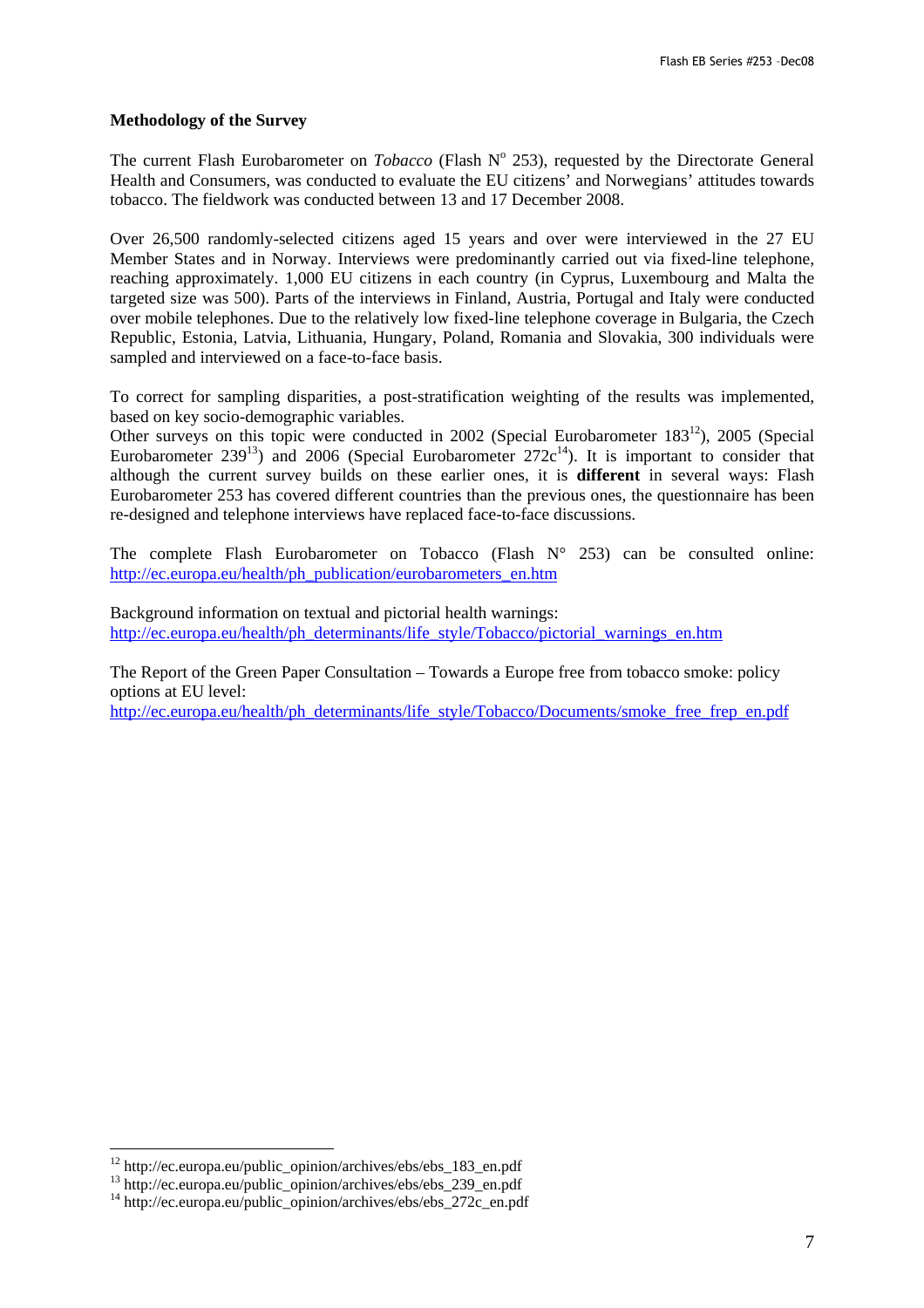**Methodology of the Survey**

The current Flash Eurobarometer on *Tobacco* (Flash N° 253), requested by the Directorate General Health and Consumers, was conducted to evaluate the EU citizens' and Norwegians' attitudes towards tobacco. The fieldwork was conducted between 13 and 17 December 2008.

Over 26,500 randomly-selected citizens aged 15 years and over were interviewed in the 27 EU Member States and in Norway. Interviews were predominantly carried out via fixed-line telephone, reaching approximately. 1,000 EU citizens in each country (in Cyprus, Luxembourg and Malta the targeted size was 500). Parts of the interviews in Finland, Austria, Portugal and Italy were conducted over mobile telephones. Due to the relatively low fixed-line telephone coverage in Bulgaria, the Czech Republic, Estonia, Latvia, Lithuania, Hungary, Poland, Romania and Slovakia, 300 individuals were sampled and interviewed on a face-to-face basis.

To correct for sampling disparities, a post-stratification weighting of the results was implemented, based on key socio-demographic variables.
Other surveys on this topic were conducted in 2002 (Special Eurobarometer 183[12]), 2005 (Special Eurobarometer 239[13]) and 2006 (Special Eurobarometer 272c[14]). It is important to consider that although the current survey builds on these earlier ones, it is **different** in several ways: Flash Eurobarometer 253 has covered different countries than the previous ones, the questionnaire has been re-designed and telephone interviews have replaced face-to-face discussions.

The complete Flash Eurobarometer on Tobacco (Flash N° 253) can be consulted online: http://ec.europa.eu/health/ph_publication/eurobarometers_en.htm

Background information on textual and pictorial health warnings:
http://ec.europa.eu/health/ph_determinants/life_style/Tobacco/pictorial_warnings_en.htm

The Report of the Green Paper Consultation – Towards a Europe free from tobacco smoke: policy options at EU level:
http://ec.europa.eu/health/ph_determinants/life_style/Tobacco/Documents/smoke_free_frep_en.pdf

---

[12] http://ec.europa.eu/public_opinion/archives/ebs/ebs_183_en.pdf
[13] http://ec.europa.eu/public_opinion/archives/ebs/ebs_239_en.pdf
[14] http://ec.europa.eu/public_opinion/archives/ebs/ebs_272c_en.pdf